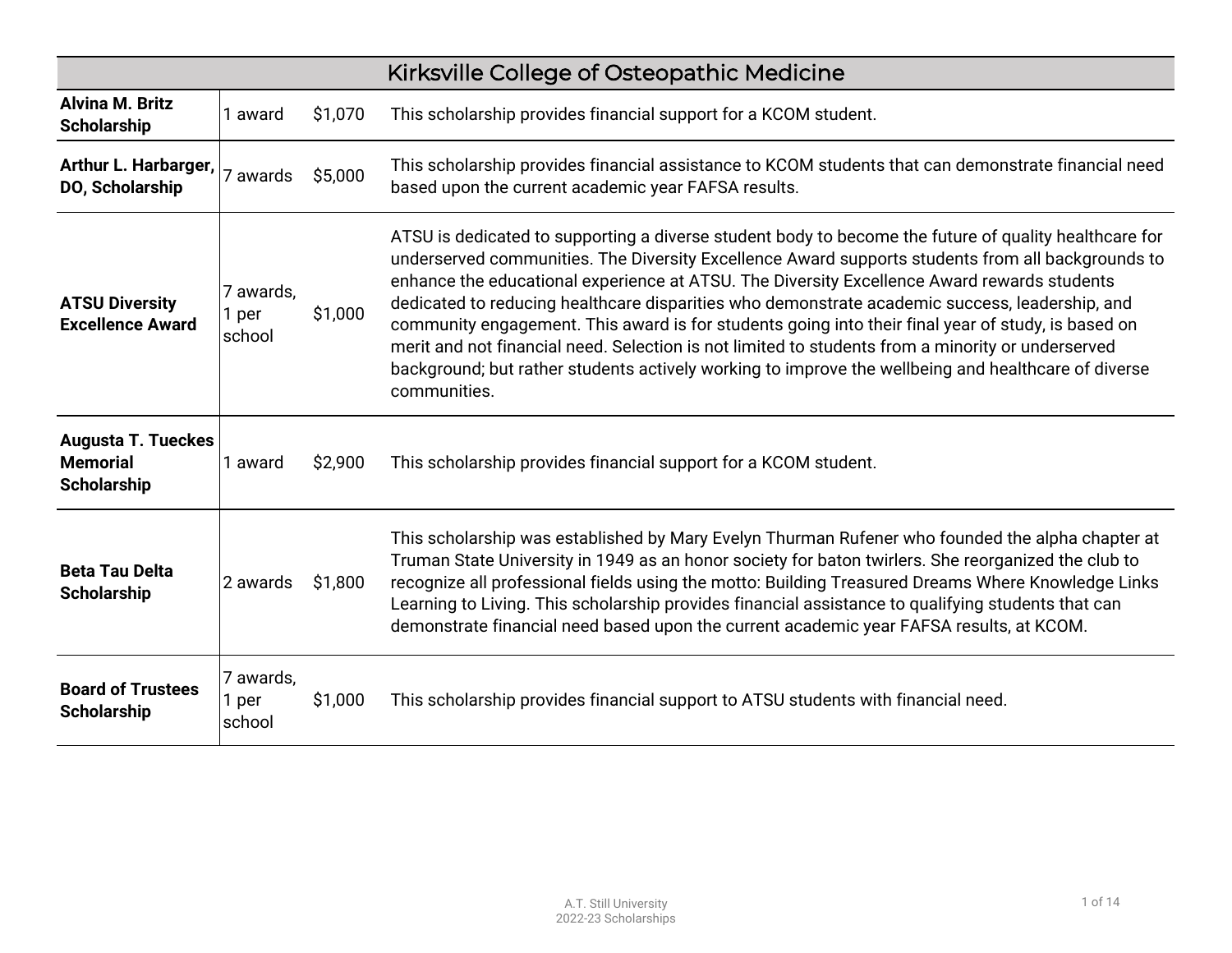## Kirksville College of Osteopathic Medicine

| Scholarship | Awards | Amount | Description |
|---|---|---|---|
| **Alvina M. Britz Scholarship** | 1 award | $1,070 | This scholarship provides financial support for a KCOM student. |
| **Arthur L. Harbarger, DO, Scholarship** | 7 awards | $5,000 | This scholarship provides financial assistance to KCOM students that can demonstrate financial need based upon the current academic year FAFSA results. |
| **ATSU Diversity Excellence Award** | 7 awards, 1 per school | $1,000 | ATSU is dedicated to supporting a diverse student body to become the future of quality healthcare for underserved communities. The Diversity Excellence Award supports students from all backgrounds to enhance the educational experience at ATSU. The Diversity Excellence Award rewards students dedicated to reducing healthcare disparities who demonstrate academic success, leadership, and community engagement. This award is for students going into their final year of study, is based on merit and not financial need. Selection is not limited to students from a minority or underserved background; but rather students actively working to improve the wellbeing and healthcare of diverse communities. |
| **Augusta T. Tueckes Memorial Scholarship** | 1 award | $2,900 | This scholarship provides financial support for a KCOM student. |
| **Beta Tau Delta Scholarship** | 2 awards | $1,800 | This scholarship was established by Mary Evelyn Thurman Rufener who founded the alpha chapter at Truman State University in 1949 as an honor society for baton twirlers. She reorganized the club to recognize all professional fields using the motto: Building Treasured Dreams Where Knowledge Links Learning to Living. This scholarship provides financial assistance to qualifying students that can demonstrate financial need based upon the current academic year FAFSA results, at KCOM. |
| **Board of Trustees Scholarship** | 7 awards, 1 per school | $1,000 | This scholarship provides financial support to ATSU students with financial need. |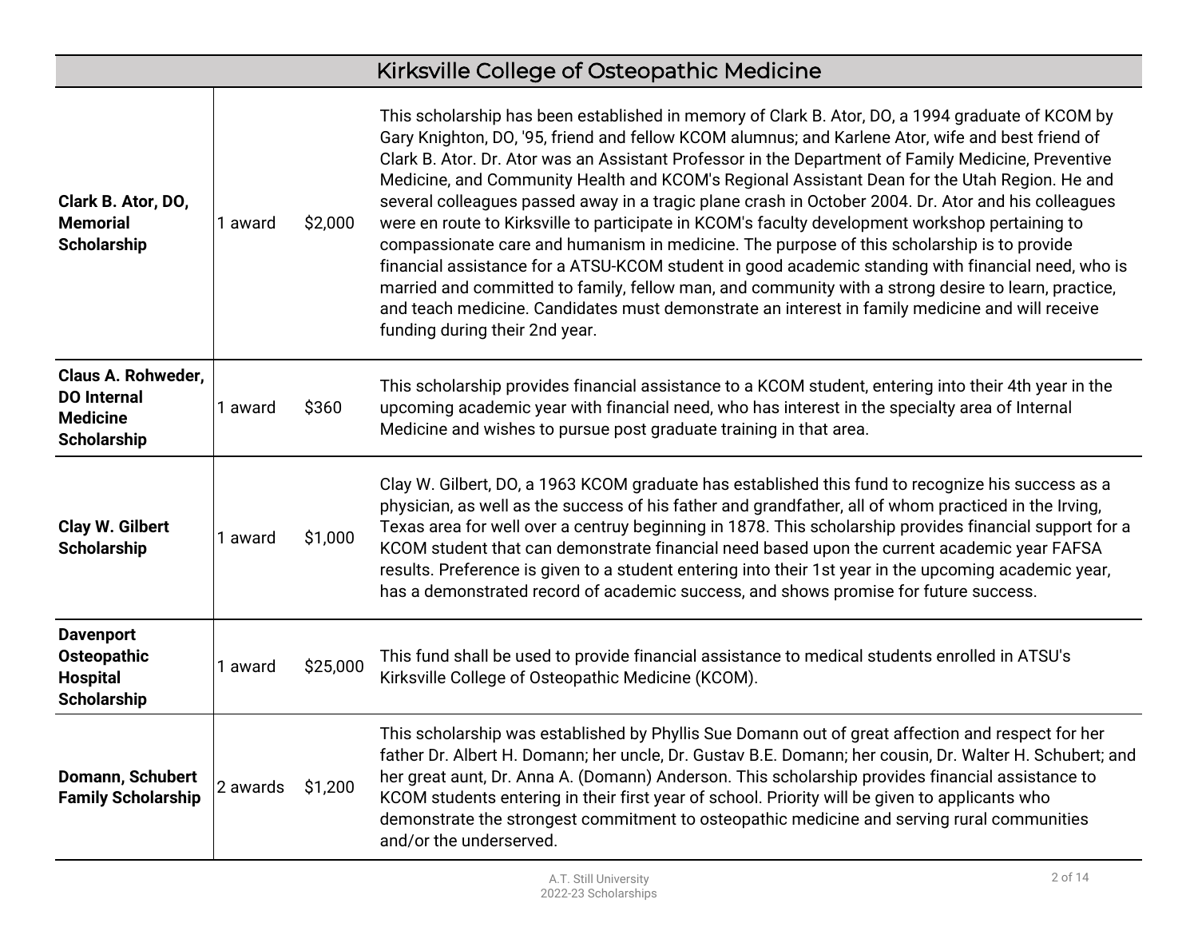## Kirksville College of Osteopathic Medicine

| | | | |
|---|---|---|---|
| **Clark B. Ator, DO, Memorial Scholarship** | 1 award | $2,000 | This scholarship has been established in memory of Clark B. Ator, DO, a 1994 graduate of KCOM by Gary Knighton, DO, '95, friend and fellow KCOM alumnus; and Karlene Ator, wife and best friend of Clark B. Ator. Dr. Ator was an Assistant Professor in the Department of Family Medicine, Preventive Medicine, and Community Health and KCOM's Regional Assistant Dean for the Utah Region. He and several colleagues passed away in a tragic plane crash in October 2004. Dr. Ator and his colleagues were en route to Kirksville to participate in KCOM's faculty development workshop pertaining to compassionate care and humanism in medicine. The purpose of this scholarship is to provide financial assistance for a ATSU-KCOM student in good academic standing with financial need, who is married and committed to family, fellow man, and community with a strong desire to learn, practice, and teach medicine. Candidates must demonstrate an interest in family medicine and will receive funding during their 2nd year. |
| **Claus A. Rohweder, DO Internal Medicine Scholarship** | 1 award | $360 | This scholarship provides financial assistance to a KCOM student, entering into their 4th year in the upcoming academic year with financial need, who has interest in the specialty area of Internal Medicine and wishes to pursue post graduate training in that area. |
| **Clay W. Gilbert Scholarship** | 1 award | $1,000 | Clay W. Gilbert, DO, a 1963 KCOM graduate has established this fund to recognize his success as a physician, as well as the success of his father and grandfather, all of whom practiced in the Irving, Texas area for well over a centruy beginning in 1878. This scholarship provides financial support for a KCOM student that can demonstrate financial need based upon the current academic year FAFSA results. Preference is given to a student entering into their 1st year in the upcoming academic year, has a demonstrated record of academic success, and shows promise for future success. |
| **Davenport Osteopathic Hospital Scholarship** | 1 award | $25,000 | This fund shall be used to provide financial assistance to medical students enrolled in ATSU's Kirksville College of Osteopathic Medicine (KCOM). |
| **Domann, Schubert Family Scholarship** | 2 awards | $1,200 | This scholarship was established by Phyllis Sue Domann out of great affection and respect for her father Dr. Albert H. Domann; her uncle, Dr. Gustav B.E. Domann; her cousin, Dr. Walter H. Schubert; and her great aunt, Dr. Anna A. (Domann) Anderson. This scholarship provides financial assistance to KCOM students entering in their first year of school. Priority will be given to applicants who demonstrate the strongest commitment to osteopathic medicine and serving rural communities and/or the underserved. |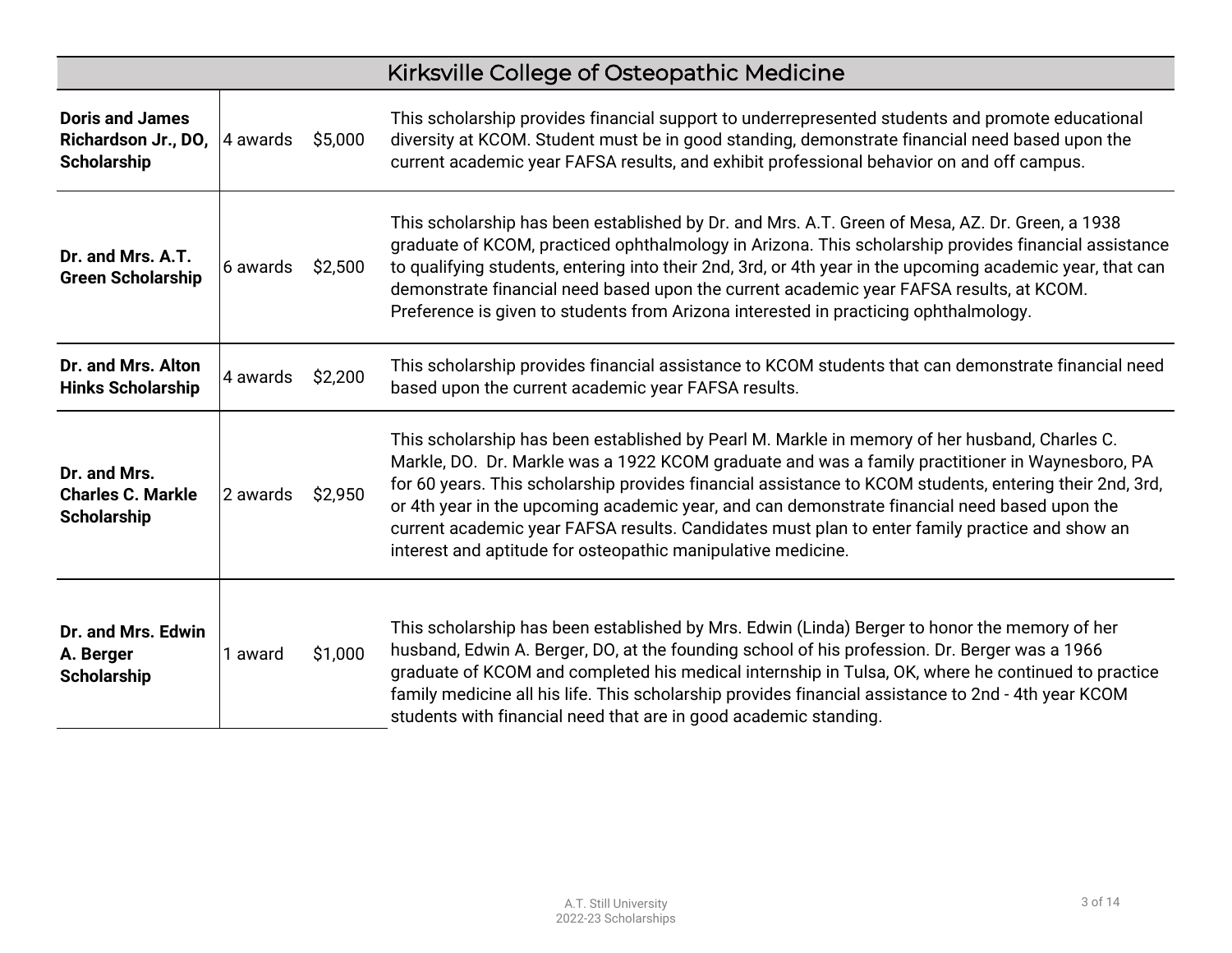## Kirksville College of Osteopathic Medicine

| Scholarship | Awards | Amount | Description |
| --- | --- | --- | --- |
| **Doris and James Richardson Jr., DO, Scholarship** | 4 awards | $5,000 | This scholarship provides financial support to underrepresented students and promote educational diversity at KCOM. Student must be in good standing, demonstrate financial need based upon the current academic year FAFSA results, and exhibit professional behavior on and off campus. |
| **Dr. and Mrs. A.T. Green Scholarship** | 6 awards | $2,500 | This scholarship has been established by Dr. and Mrs. A.T. Green of Mesa, AZ. Dr. Green, a 1938 graduate of KCOM, practiced ophthalmology in Arizona. This scholarship provides financial assistance to qualifying students, entering into their 2nd, 3rd, or 4th year in the upcoming academic year, that can demonstrate financial need based upon the current academic year FAFSA results, at KCOM. Preference is given to students from Arizona interested in practicing ophthalmology. |
| **Dr. and Mrs. Alton Hinks Scholarship** | 4 awards | $2,200 | This scholarship provides financial assistance to KCOM students that can demonstrate financial need based upon the current academic year FAFSA results. |
| **Dr. and Mrs. Charles C. Markle Scholarship** | 2 awards | $2,950 | This scholarship has been established by Pearl M. Markle in memory of her husband, Charles C. Markle, DO. Dr. Markle was a 1922 KCOM graduate and was a family practitioner in Waynesboro, PA for 60 years. This scholarship provides financial assistance to KCOM students, entering their 2nd, 3rd, or 4th year in the upcoming academic year, and can demonstrate financial need based upon the current academic year FAFSA results. Candidates must plan to enter family practice and show an interest and aptitude for osteopathic manipulative medicine. |
| **Dr. and Mrs. Edwin A. Berger Scholarship** | 1 award | $1,000 | This scholarship has been established by Mrs. Edwin (Linda) Berger to honor the memory of her husband, Edwin A. Berger, DO, at the founding school of his profession. Dr. Berger was a 1966 graduate of KCOM and completed his medical internship in Tulsa, OK, where he continued to practice family medicine all his life. This scholarship provides financial assistance to 2nd - 4th year KCOM students with financial need that are in good academic standing. |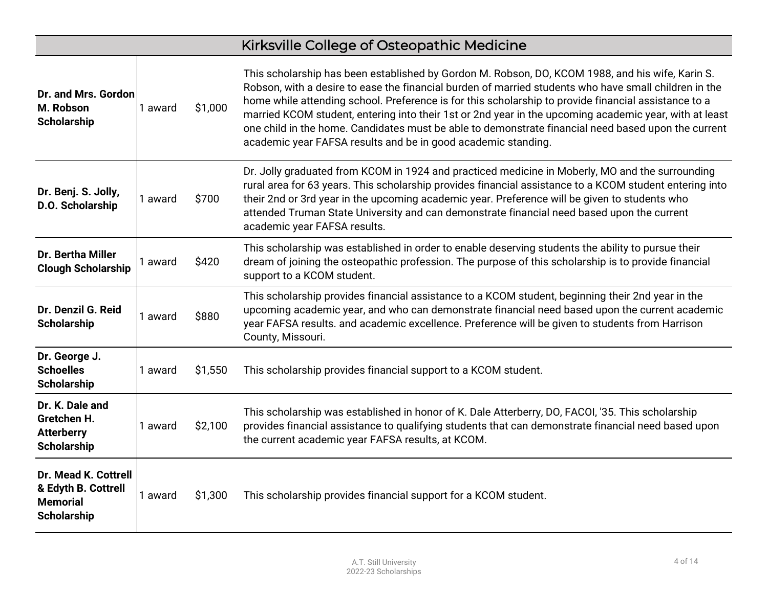## Kirksville College of Osteopathic Medicine

| | | | |
|---|---|---|---|
| **Dr. and Mrs. Gordon M. Robson Scholarship** | 1 award | $1,000 | This scholarship has been established by Gordon M. Robson, DO, KCOM 1988, and his wife, Karin S. Robson, with a desire to ease the financial burden of married students who have small children in the home while attending school. Preference is for this scholarship to provide financial assistance to a married KCOM student, entering into their 1st or 2nd year in the upcoming academic year, with at least one child in the home. Candidates must be able to demonstrate financial need based upon the current academic year FAFSA results and be in good academic standing. |
| **Dr. Benj. S. Jolly, D.O. Scholarship** | 1 award | $700 | Dr. Jolly graduated from KCOM in 1924 and practiced medicine in Moberly, MO and the surrounding rural area for 63 years. This scholarship provides financial assistance to a KCOM student entering into their 2nd or 3rd year in the upcoming academic year. Preference will be given to students who attended Truman State University and can demonstrate financial need based upon the current academic year FAFSA results. |
| **Dr. Bertha Miller Clough Scholarship** | 1 award | $420 | This scholarship was established in order to enable deserving students the ability to pursue their dream of joining the osteopathic profession. The purpose of this scholarship is to provide financial support to a KCOM student. |
| **Dr. Denzil G. Reid Scholarship** | 1 award | $880 | This scholarship provides financial assistance to a KCOM student, beginning their 2nd year in the upcoming academic year, and who can demonstrate financial need based upon the current academic year FAFSA results. and academic excellence. Preference will be given to students from Harrison County, Missouri. |
| **Dr. George J. Schoelles Scholarship** | 1 award | $1,550 | This scholarship provides financial support to a KCOM student. |
| **Dr. K. Dale and Gretchen H. Atterberry Scholarship** | 1 award | $2,100 | This scholarship was established in honor of K. Dale Atterberry, DO, FACOI, '35. This scholarship provides financial assistance to qualifying students that can demonstrate financial need based upon the current academic year FAFSA results, at KCOM. |
| **Dr. Mead K. Cottrell & Edyth B. Cottrell Memorial Scholarship** | 1 award | $1,300 | This scholarship provides financial support for a KCOM student. |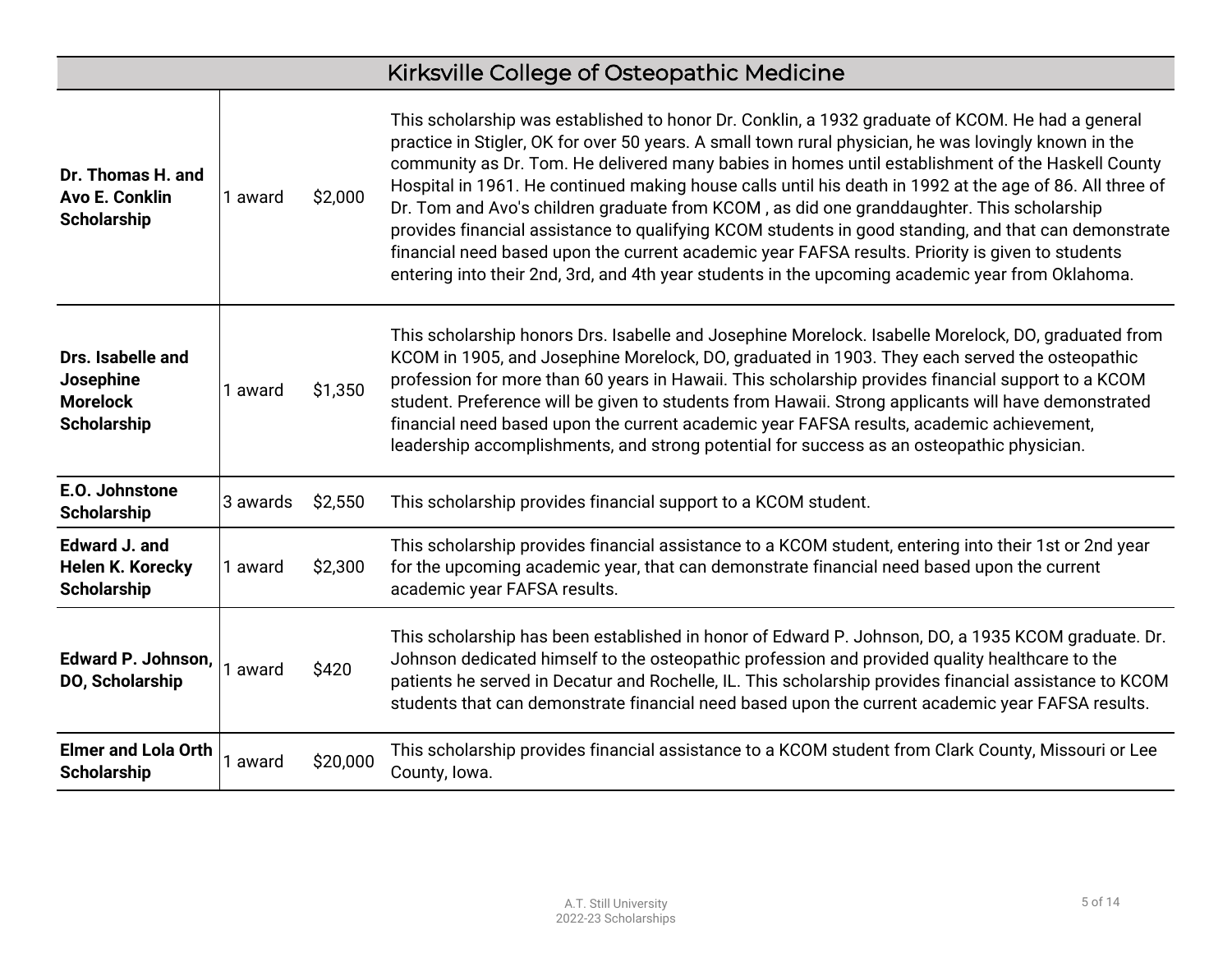## Kirksville College of Osteopathic Medicine

| Scholarship | Awards | Amount | Description |
|---|---|---|---|
| **Dr. Thomas H. and Avo E. Conklin Scholarship** | 1 award | $2,000 | This scholarship was established to honor Dr. Conklin, a 1932 graduate of KCOM. He had a general practice in Stigler, OK for over 50 years. A small town rural physician, he was lovingly known in the community as Dr. Tom. He delivered many babies in homes until establishment of the Haskell County Hospital in 1961. He continued making house calls until his death in 1992 at the age of 86. All three of Dr. Tom and Avo's children graduate from KCOM , as did one granddaughter. This scholarship provides financial assistance to qualifying KCOM students in good standing, and that can demonstrate financial need based upon the current academic year FAFSA results. Priority is given to students entering into their 2nd, 3rd, and 4th year students in the upcoming academic year from Oklahoma. |
| **Drs. Isabelle and Josephine Morelock Scholarship** | 1 award | $1,350 | This scholarship honors Drs. Isabelle and Josephine Morelock. Isabelle Morelock, DO, graduated from KCOM in 1905, and Josephine Morelock, DO, graduated in 1903. They each served the osteopathic profession for more than 60 years in Hawaii. This scholarship provides financial support to a KCOM student. Preference will be given to students from Hawaii. Strong applicants will have demonstrated financial need based upon the current academic year FAFSA results, academic achievement, leadership accomplishments, and strong potential for success as an osteopathic physician. |
| **E.O. Johnstone Scholarship** | 3 awards | $2,550 | This scholarship provides financial support to a KCOM student. |
| **Edward J. and Helen K. Korecky Scholarship** | 1 award | $2,300 | This scholarship provides financial assistance to a KCOM student, entering into their 1st or 2nd year for the upcoming academic year, that can demonstrate financial need based upon the current academic year FAFSA results. |
| **Edward P. Johnson, DO, Scholarship** | 1 award | $420 | This scholarship has been established in honor of Edward P. Johnson, DO, a 1935 KCOM graduate. Dr. Johnson dedicated himself to the osteopathic profession and provided quality healthcare to the patients he served in Decatur and Rochelle, IL. This scholarship provides financial assistance to KCOM students that can demonstrate financial need based upon the current academic year FAFSA results. |
| **Elmer and Lola Orth Scholarship** | 1 award | $20,000 | This scholarship provides financial assistance to a KCOM student from Clark County, Missouri or Lee County, Iowa. |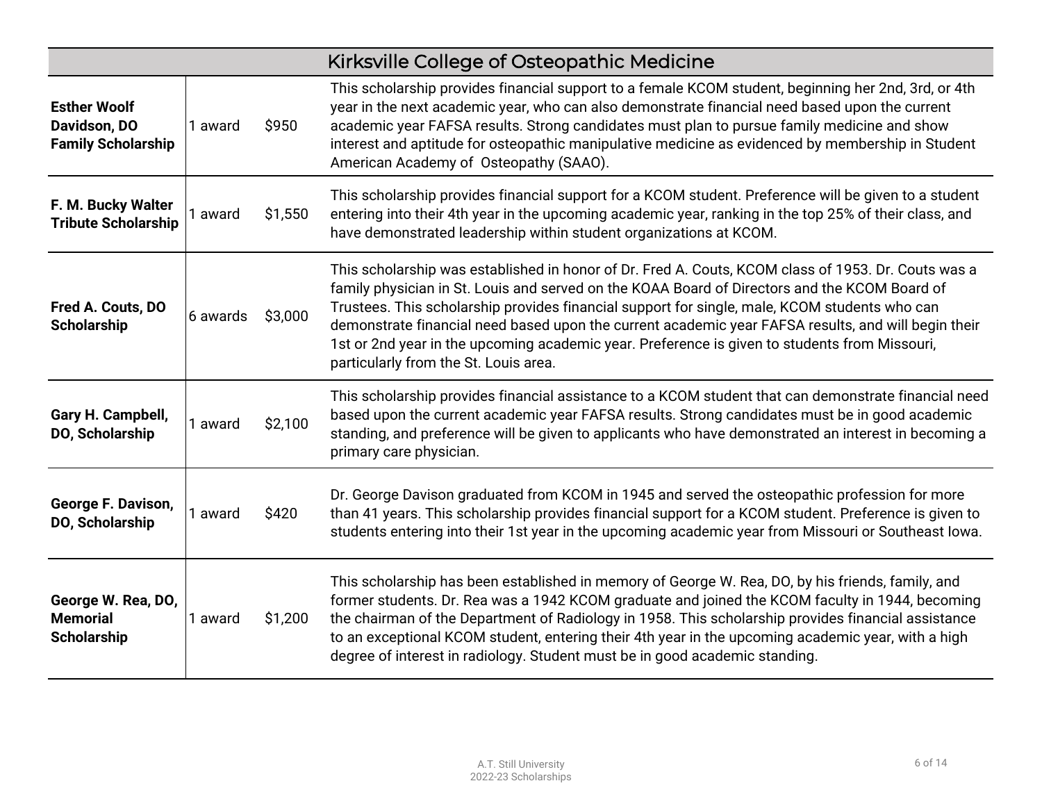## Kirksville College of Osteopathic Medicine

| Scholarship | Awards | Amount | Description |
|---|---|---|---|
| **Esther Woolf Davidson, DO Family Scholarship** | 1 award | $950 | This scholarship provides financial support to a female KCOM student, beginning her 2nd, 3rd, or 4th year in the next academic year, who can also demonstrate financial need based upon the current academic year FAFSA results. Strong candidates must plan to pursue family medicine and show interest and aptitude for osteopathic manipulative medicine as evidenced by membership in Student American Academy of Osteopathy (SAAO). |
| **F. M. Bucky Walter Tribute Scholarship** | 1 award | $1,550 | This scholarship provides financial support for a KCOM student. Preference will be given to a student entering into their 4th year in the upcoming academic year, ranking in the top 25% of their class, and have demonstrated leadership within student organizations at KCOM. |
| **Fred A. Couts, DO Scholarship** | 6 awards | $3,000 | This scholarship was established in honor of Dr. Fred A. Couts, KCOM class of 1953. Dr. Couts was a family physician in St. Louis and served on the KOAA Board of Directors and the KCOM Board of Trustees. This scholarship provides financial support for single, male, KCOM students who can demonstrate financial need based upon the current academic year FAFSA results, and will begin their 1st or 2nd year in the upcoming academic year. Preference is given to students from Missouri, particularly from the St. Louis area. |
| **Gary H. Campbell, DO, Scholarship** | 1 award | $2,100 | This scholarship provides financial assistance to a KCOM student that can demonstrate financial need based upon the current academic year FAFSA results. Strong candidates must be in good academic standing, and preference will be given to applicants who have demonstrated an interest in becoming a primary care physician. |
| **George F. Davison, DO, Scholarship** | 1 award | $420 | Dr. George Davison graduated from KCOM in 1945 and served the osteopathic profession for more than 41 years. This scholarship provides financial support for a KCOM student. Preference is given to students entering into their 1st year in the upcoming academic year from Missouri or Southeast Iowa. |
| **George W. Rea, DO, Memorial Scholarship** | 1 award | $1,200 | This scholarship has been established in memory of George W. Rea, DO, by his friends, family, and former students. Dr. Rea was a 1942 KCOM graduate and joined the KCOM faculty in 1944, becoming the chairman of the Department of Radiology in 1958. This scholarship provides financial assistance to an exceptional KCOM student, entering their 4th year in the upcoming academic year, with a high degree of interest in radiology. Student must be in good academic standing. |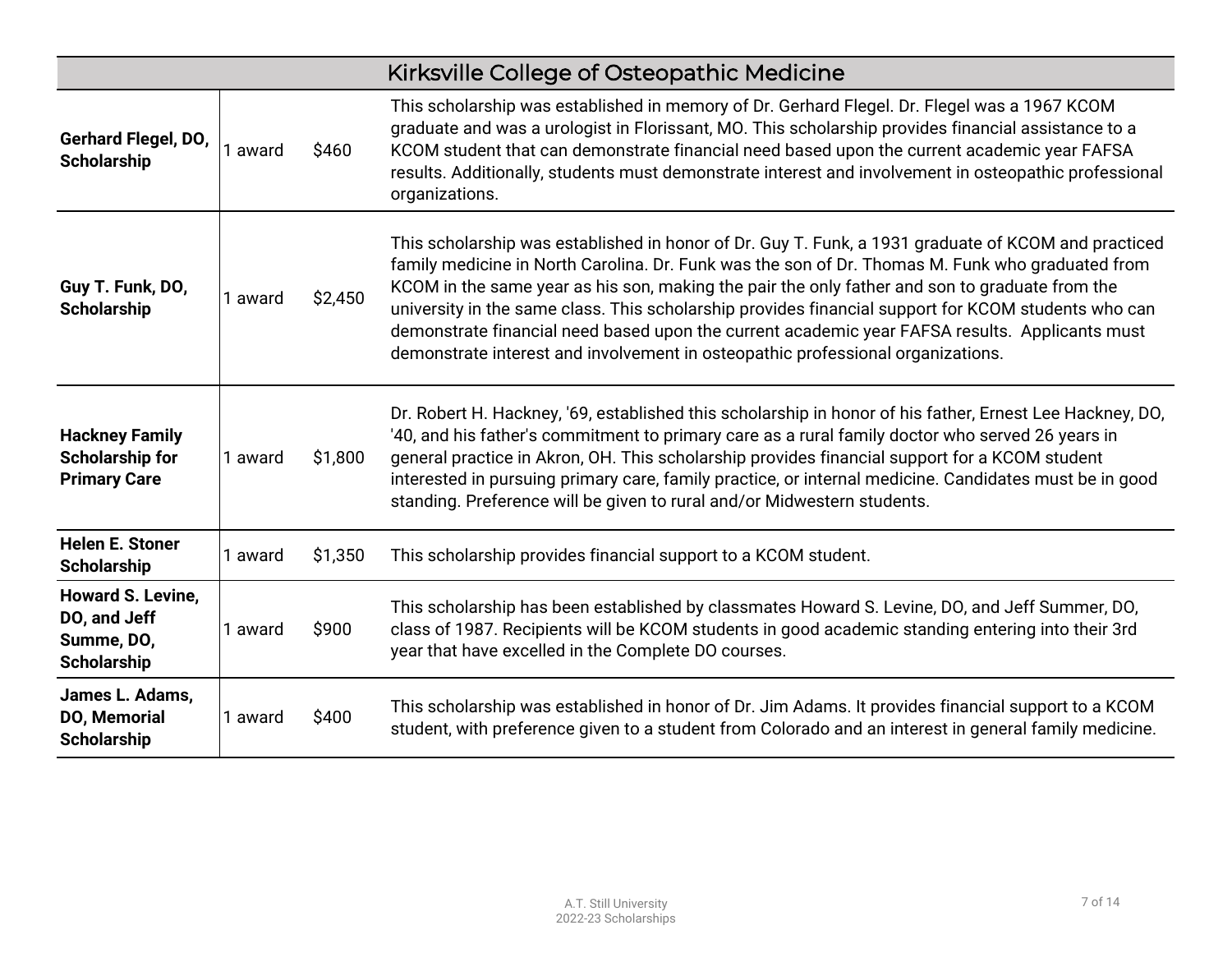| Kirksville College of Osteopathic Medicine | | | |
|---|---|---|---|
| **Gerhard Flegel, DO, Scholarship** | 1 award | $460 | This scholarship was established in memory of Dr. Gerhard Flegel. Dr. Flegel was a 1967 KCOM graduate and was a urologist in Florissant, MO. This scholarship provides financial assistance to a KCOM student that can demonstrate financial need based upon the current academic year FAFSA results. Additionally, students must demonstrate interest and involvement in osteopathic professional organizations. |
| **Guy T. Funk, DO, Scholarship** | 1 award | $2,450 | This scholarship was established in honor of Dr. Guy T. Funk, a 1931 graduate of KCOM and practiced family medicine in North Carolina. Dr. Funk was the son of Dr. Thomas M. Funk who graduated from KCOM in the same year as his son, making the pair the only father and son to graduate from the university in the same class. This scholarship provides financial support for KCOM students who can demonstrate financial need based upon the current academic year FAFSA results. Applicants must demonstrate interest and involvement in osteopathic professional organizations. |
| **Hackney Family Scholarship for Primary Care** | 1 award | $1,800 | Dr. Robert H. Hackney, '69, established this scholarship in honor of his father, Ernest Lee Hackney, DO, '40, and his father's commitment to primary care as a rural family doctor who served 26 years in general practice in Akron, OH. This scholarship provides financial support for a KCOM student interested in pursuing primary care, family practice, or internal medicine. Candidates must be in good standing. Preference will be given to rural and/or Midwestern students. |
| **Helen E. Stoner Scholarship** | 1 award | $1,350 | This scholarship provides financial support to a KCOM student. |
| **Howard S. Levine, DO, and Jeff Summe, DO, Scholarship** | 1 award | $900 | This scholarship has been established by classmates Howard S. Levine, DO, and Jeff Summer, DO, class of 1987. Recipients will be KCOM students in good academic standing entering into their 3rd year that have excelled in the Complete DO courses. |
| **James L. Adams, DO, Memorial Scholarship** | 1 award | $400 | This scholarship was established in honor of Dr. Jim Adams. It provides financial support to a KCOM student, with preference given to a student from Colorado and an interest in general family medicine. |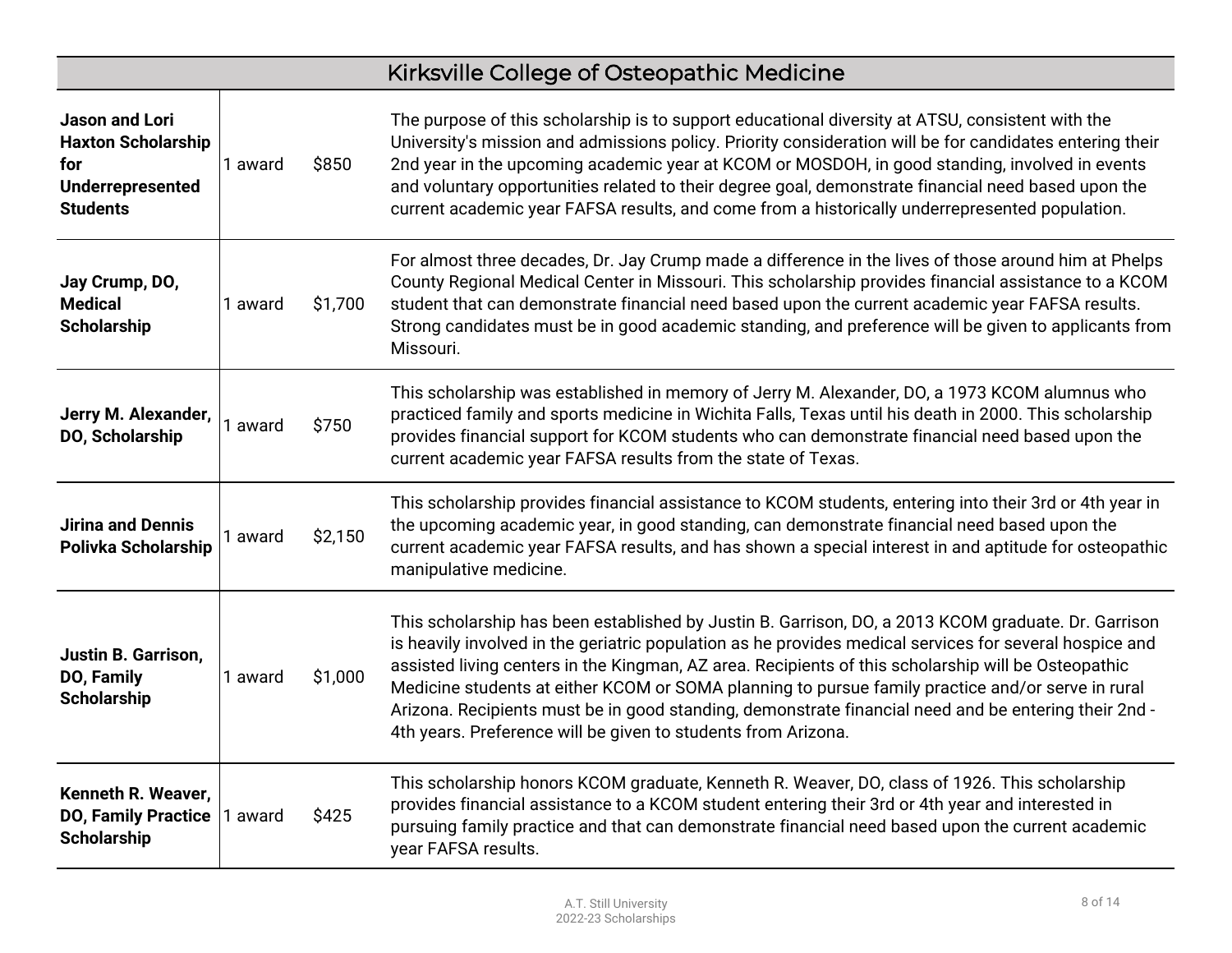## Kirksville College of Osteopathic Medicine

| Scholarship | Awards | Amount | Description |
|---|---|---|---|
| **Jason and Lori Haxton Scholarship for Underrepresented Students** | 1 award | $850 | The purpose of this scholarship is to support educational diversity at ATSU, consistent with the University's mission and admissions policy. Priority consideration will be for candidates entering their 2nd year in the upcoming academic year at KCOM or MOSDOH, in good standing, involved in events and voluntary opportunities related to their degree goal, demonstrate financial need based upon the current academic year FAFSA results, and come from a historically underrepresented population. |
| **Jay Crump, DO, Medical Scholarship** | 1 award | $1,700 | For almost three decades, Dr. Jay Crump made a difference in the lives of those around him at Phelps County Regional Medical Center in Missouri. This scholarship provides financial assistance to a KCOM student that can demonstrate financial need based upon the current academic year FAFSA results. Strong candidates must be in good academic standing, and preference will be given to applicants from Missouri. |
| **Jerry M. Alexander, DO, Scholarship** | 1 award | $750 | This scholarship was established in memory of Jerry M. Alexander, DO, a 1973 KCOM alumnus who practiced family and sports medicine in Wichita Falls, Texas until his death in 2000. This scholarship provides financial support for KCOM students who can demonstrate financial need based upon the current academic year FAFSA results from the state of Texas. |
| **Jirina and Dennis Polivka Scholarship** | 1 award | $2,150 | This scholarship provides financial assistance to KCOM students, entering into their 3rd or 4th year in the upcoming academic year, in good standing, can demonstrate financial need based upon the current academic year FAFSA results, and has shown a special interest in and aptitude for osteopathic manipulative medicine. |
| **Justin B. Garrison, DO, Family Scholarship** | 1 award | $1,000 | This scholarship has been established by Justin B. Garrison, DO, a 2013 KCOM graduate. Dr. Garrison is heavily involved in the geriatric population as he provides medical services for several hospice and assisted living centers in the Kingman, AZ area. Recipients of this scholarship will be Osteopathic Medicine students at either KCOM or SOMA planning to pursue family practice and/or serve in rural Arizona. Recipients must be in good standing, demonstrate financial need and be entering their 2nd - 4th years. Preference will be given to students from Arizona. |
| **Kenneth R. Weaver, DO, Family Practice Scholarship** | 1 award | $425 | This scholarship honors KCOM graduate, Kenneth R. Weaver, DO, class of 1926. This scholarship provides financial assistance to a KCOM student entering their 3rd or 4th year and interested in pursuing family practice and that can demonstrate financial need based upon the current academic year FAFSA results. |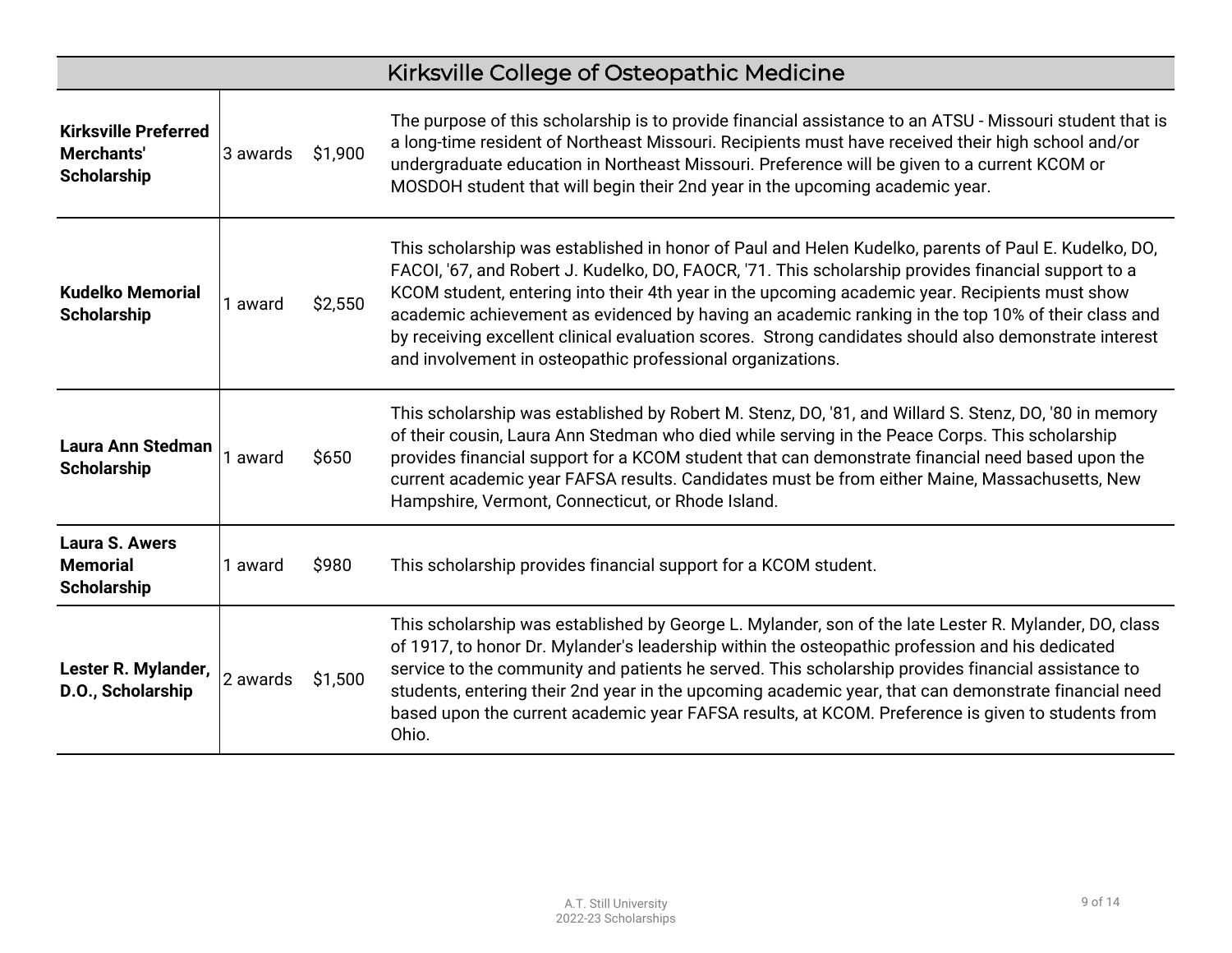## Kirksville College of Osteopathic Medicine

| Scholarship | Awards | Amount | Description |
| --- | --- | --- | --- |
| **Kirksville Preferred Merchants' Scholarship** | 3 awards | $1,900 | The purpose of this scholarship is to provide financial assistance to an ATSU - Missouri student that is a long-time resident of Northeast Missouri. Recipients must have received their high school and/or undergraduate education in Northeast Missouri. Preference will be given to a current KCOM or MOSDOH student that will begin their 2nd year in the upcoming academic year. |
| **Kudelko Memorial Scholarship** | 1 award | $2,550 | This scholarship was established in honor of Paul and Helen Kudelko, parents of Paul E. Kudelko, DO, FACOI, '67, and Robert J. Kudelko, DO, FAOCR, '71. This scholarship provides financial support to a KCOM student, entering into their 4th year in the upcoming academic year. Recipients must show academic achievement as evidenced by having an academic ranking in the top 10% of their class and by receiving excellent clinical evaluation scores. Strong candidates should also demonstrate interest and involvement in osteopathic professional organizations. |
| **Laura Ann Stedman Scholarship** | 1 award | $650 | This scholarship was established by Robert M. Stenz, DO, '81, and Willard S. Stenz, DO, '80 in memory of their cousin, Laura Ann Stedman who died while serving in the Peace Corps. This scholarship provides financial support for a KCOM student that can demonstrate financial need based upon the current academic year FAFSA results. Candidates must be from either Maine, Massachusetts, New Hampshire, Vermont, Connecticut, or Rhode Island. |
| **Laura S. Awers Memorial Scholarship** | 1 award | $980 | This scholarship provides financial support for a KCOM student. |
| **Lester R. Mylander, D.O., Scholarship** | 2 awards | $1,500 | This scholarship was established by George L. Mylander, son of the late Lester R. Mylander, DO, class of 1917, to honor Dr. Mylander's leadership within the osteopathic profession and his dedicated service to the community and patients he served. This scholarship provides financial assistance to students, entering their 2nd year in the upcoming academic year, that can demonstrate financial need based upon the current academic year FAFSA results, at KCOM. Preference is given to students from Ohio. |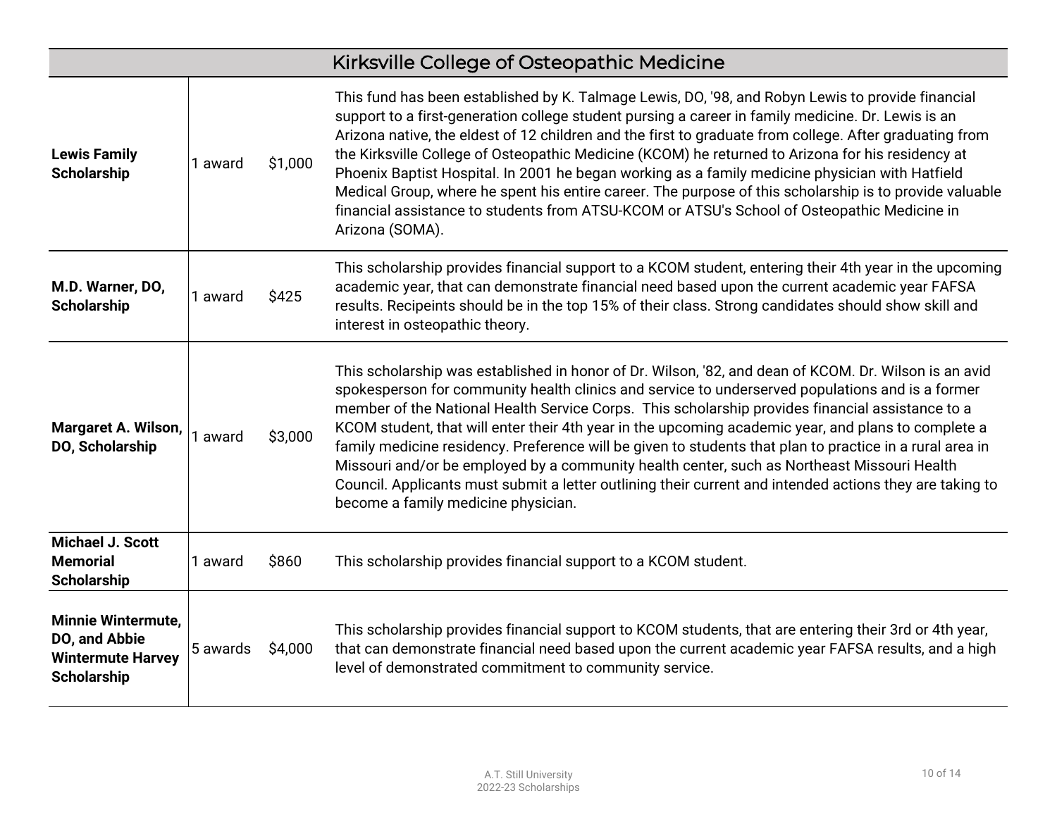## Kirksville College of Osteopathic Medicine

| Scholarship | Awards | Amount | Description |
|---|---|---|---|
| **Lewis Family Scholarship** | 1 award | $1,000 | This fund has been established by K. Talmage Lewis, DO, '98, and Robyn Lewis to provide financial support to a first-generation college student pursing a career in family medicine. Dr. Lewis is an Arizona native, the eldest of 12 children and the first to graduate from college. After graduating from the Kirksville College of Osteopathic Medicine (KCOM) he returned to Arizona for his residency at Phoenix Baptist Hospital. In 2001 he began working as a family medicine physician with Hatfield Medical Group, where he spent his entire career. The purpose of this scholarship is to provide valuable financial assistance to students from ATSU-KCOM or ATSU's School of Osteopathic Medicine in Arizona (SOMA). |
| **M.D. Warner, DO, Scholarship** | 1 award | $425 | This scholarship provides financial support to a KCOM student, entering their 4th year in the upcoming academic year, that can demonstrate financial need based upon the current academic year FAFSA results. Recipeints should be in the top 15% of their class. Strong candidates should show skill and interest in osteopathic theory. |
| **Margaret A. Wilson, DO, Scholarship** | 1 award | $3,000 | This scholarship was established in honor of Dr. Wilson, '82, and dean of KCOM. Dr. Wilson is an avid spokesperson for community health clinics and service to underserved populations and is a former member of the National Health Service Corps. This scholarship provides financial assistance to a KCOM student, that will enter their 4th year in the upcoming academic year, and plans to complete a family medicine residency. Preference will be given to students that plan to practice in a rural area in Missouri and/or be employed by a community health center, such as Northeast Missouri Health Council. Applicants must submit a letter outlining their current and intended actions they are taking to become a family medicine physician. |
| **Michael J. Scott Memorial Scholarship** | 1 award | $860 | This scholarship provides financial support to a KCOM student. |
| **Minnie Wintermute, DO, and Abbie Wintermute Harvey Scholarship** | 5 awards | $4,000 | This scholarship provides financial support to KCOM students, that are entering their 3rd or 4th year, that can demonstrate financial need based upon the current academic year FAFSA results, and a high level of demonstrated commitment to community service. |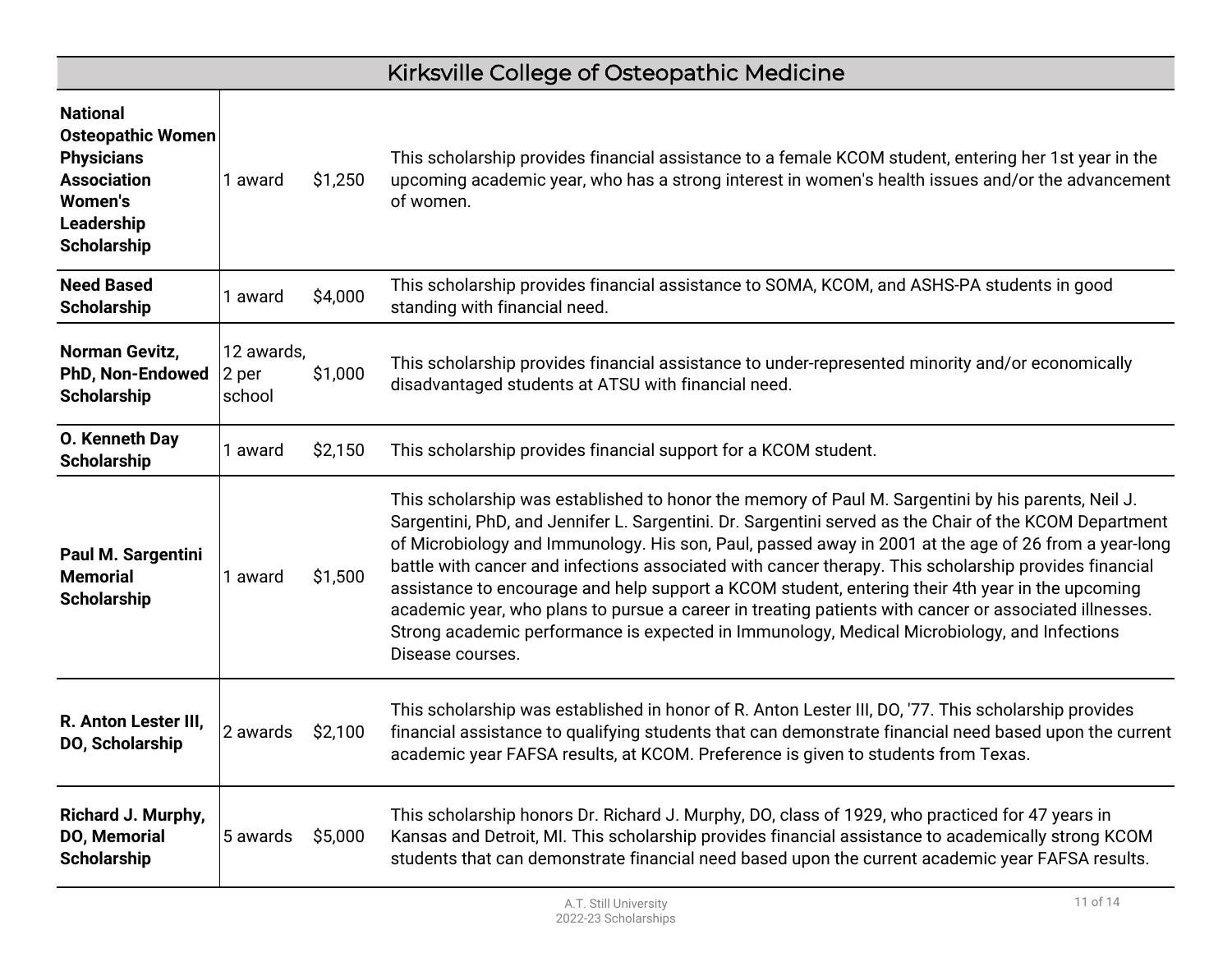## Kirksville College of Osteopathic Medicine

| Scholarship | Awards | Amount | Description |
|---|---|---|---|
| **National Osteopathic Women Physicians Association Women's Leadership Scholarship** | 1 award | $1,250 | This scholarship provides financial assistance to a female KCOM student, entering her 1st year in the upcoming academic year, who has a strong interest in women's health issues and/or the advancement of women. |
| **Need Based Scholarship** | 1 award | $4,000 | This scholarship provides financial assistance to SOMA, KCOM, and ASHS-PA students in good standing with financial need. |
| **Norman Gevitz, PhD, Non-Endowed Scholarship** | 12 awards, 2 per school | $1,000 | This scholarship provides financial assistance to under-represented minority and/or economically disadvantaged students at ATSU with financial need. |
| **O. Kenneth Day Scholarship** | 1 award | $2,150 | This scholarship provides financial support for a KCOM student. |
| **Paul M. Sargentini Memorial Scholarship** | 1 award | $1,500 | This scholarship was established to honor the memory of Paul M. Sargentini by his parents, Neil J. Sargentini, PhD, and Jennifer L. Sargentini. Dr. Sargentini served as the Chair of the KCOM Department of Microbiology and Immunology. His son, Paul, passed away in 2001 at the age of 26 from a year-long battle with cancer and infections associated with cancer therapy. This scholarship provides financial assistance to encourage and help support a KCOM student, entering their 4th year in the upcoming academic year, who plans to pursue a career in treating patients with cancer or associated illnesses. Strong academic performance is expected in Immunology, Medical Microbiology, and Infections Disease courses. |
| **R. Anton Lester III, DO, Scholarship** | 2 awards | $2,100 | This scholarship was established in honor of R. Anton Lester III, DO, '77. This scholarship provides financial assistance to qualifying students that can demonstrate financial need based upon the current academic year FAFSA results, at KCOM. Preference is given to students from Texas. |
| **Richard J. Murphy, DO, Memorial Scholarship** | 5 awards | $5,000 | This scholarship honors Dr. Richard J. Murphy, DO, class of 1929, who practiced for 47 years in Kansas and Detroit, MI. This scholarship provides financial assistance to academically strong KCOM students that can demonstrate financial need based upon the current academic year FAFSA results. |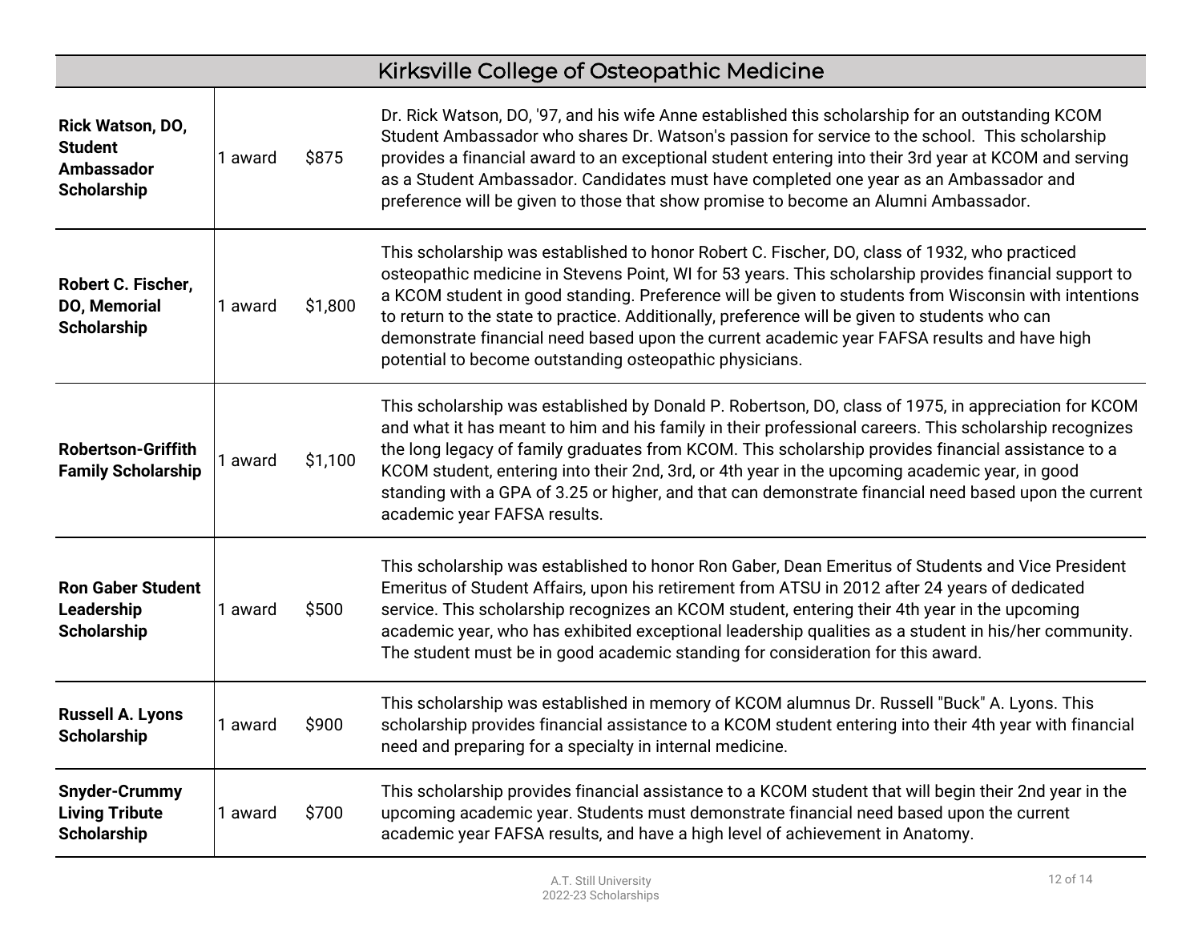| Kirksville College of Osteopathic Medicine | | | |
|---|---|---|---|
| **Rick Watson, DO, Student Ambassador Scholarship** | 1 award | $875 | Dr. Rick Watson, DO, '97, and his wife Anne established this scholarship for an outstanding KCOM Student Ambassador who shares Dr. Watson's passion for service to the school. This scholarship provides a financial award to an exceptional student entering into their 3rd year at KCOM and serving as a Student Ambassador. Candidates must have completed one year as an Ambassador and preference will be given to those that show promise to become an Alumni Ambassador. |
| **Robert C. Fischer, DO, Memorial Scholarship** | 1 award | $1,800 | This scholarship was established to honor Robert C. Fischer, DO, class of 1932, who practiced osteopathic medicine in Stevens Point, WI for 53 years. This scholarship provides financial support to a KCOM student in good standing. Preference will be given to students from Wisconsin with intentions to return to the state to practice. Additionally, preference will be given to students who can demonstrate financial need based upon the current academic year FAFSA results and have high potential to become outstanding osteopathic physicians. |
| **Robertson-Griffith Family Scholarship** | 1 award | $1,100 | This scholarship was established by Donald P. Robertson, DO, class of 1975, in appreciation for KCOM and what it has meant to him and his family in their professional careers. This scholarship recognizes the long legacy of family graduates from KCOM. This scholarship provides financial assistance to a KCOM student, entering into their 2nd, 3rd, or 4th year in the upcoming academic year, in good standing with a GPA of 3.25 or higher, and that can demonstrate financial need based upon the current academic year FAFSA results. |
| **Ron Gaber Student Leadership Scholarship** | 1 award | $500 | This scholarship was established to honor Ron Gaber, Dean Emeritus of Students and Vice President Emeritus of Student Affairs, upon his retirement from ATSU in 2012 after 24 years of dedicated service. This scholarship recognizes an KCOM student, entering their 4th year in the upcoming academic year, who has exhibited exceptional leadership qualities as a student in his/her community. The student must be in good academic standing for consideration for this award. |
| **Russell A. Lyons Scholarship** | 1 award | $900 | This scholarship was established in memory of KCOM alumnus Dr. Russell "Buck" A. Lyons. This scholarship provides financial assistance to a KCOM student entering into their 4th year with financial need and preparing for a specialty in internal medicine. |
| **Snyder-Crummy Living Tribute Scholarship** | 1 award | $700 | This scholarship provides financial assistance to a KCOM student that will begin their 2nd year in the upcoming academic year. Students must demonstrate financial need based upon the current academic year FAFSA results, and have a high level of achievement in Anatomy. |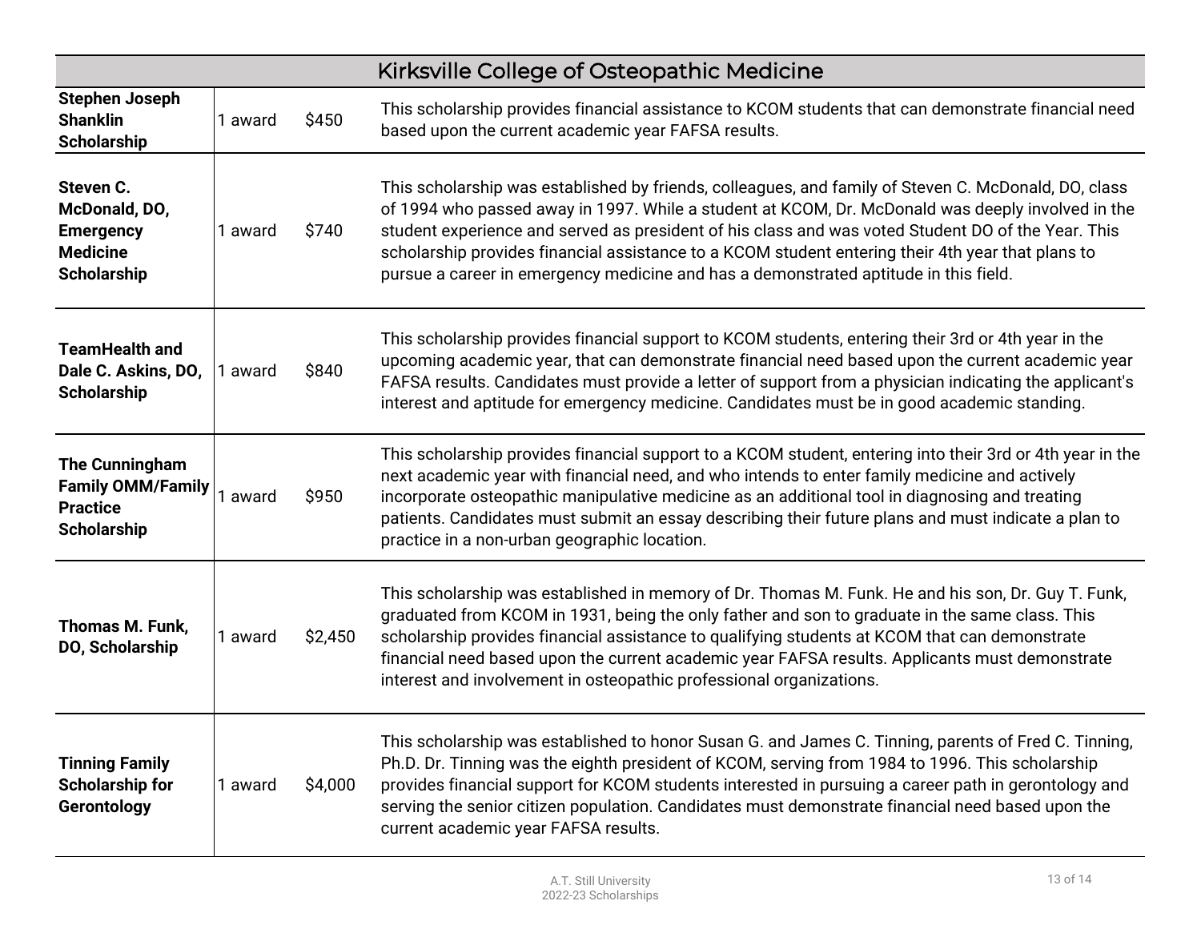## Kirksville College of Osteopathic Medicine

| Scholarship | Awards | Amount | Description |
|---|---|---|---|
| **Stephen Joseph Shanklin Scholarship** | 1 award | $450 | This scholarship provides financial assistance to KCOM students that can demonstrate financial need based upon the current academic year FAFSA results. |
| **Steven C. McDonald, DO, Emergency Medicine Scholarship** | 1 award | $740 | This scholarship was established by friends, colleagues, and family of Steven C. McDonald, DO, class of 1994 who passed away in 1997. While a student at KCOM, Dr. McDonald was deeply involved in the student experience and served as president of his class and was voted Student DO of the Year. This scholarship provides financial assistance to a KCOM student entering their 4th year that plans to pursue a career in emergency medicine and has a demonstrated aptitude in this field. |
| **TeamHealth and Dale C. Askins, DO, Scholarship** | 1 award | $840 | This scholarship provides financial support to KCOM students, entering their 3rd or 4th year in the upcoming academic year, that can demonstrate financial need based upon the current academic year FAFSA results. Candidates must provide a letter of support from a physician indicating the applicant's interest and aptitude for emergency medicine. Candidates must be in good academic standing. |
| **The Cunningham Family OMM/Family Practice Scholarship** | 1 award | $950 | This scholarship provides financial support to a KCOM student, entering into their 3rd or 4th year in the next academic year with financial need, and who intends to enter family medicine and actively incorporate osteopathic manipulative medicine as an additional tool in diagnosing and treating patients. Candidates must submit an essay describing their future plans and must indicate a plan to practice in a non-urban geographic location. |
| **Thomas M. Funk, DO, Scholarship** | 1 award | $2,450 | This scholarship was established in memory of Dr. Thomas M. Funk. He and his son, Dr. Guy T. Funk, graduated from KCOM in 1931, being the only father and son to graduate in the same class. This scholarship provides financial assistance to qualifying students at KCOM that can demonstrate financial need based upon the current academic year FAFSA results. Applicants must demonstrate interest and involvement in osteopathic professional organizations. |
| **Tinning Family Scholarship for Gerontology** | 1 award | $4,000 | This scholarship was established to honor Susan G. and James C. Tinning, parents of Fred C. Tinning, Ph.D. Dr. Tinning was the eighth president of KCOM, serving from 1984 to 1996. This scholarship provides financial support for KCOM students interested in pursuing a career path in gerontology and serving the senior citizen population. Candidates must demonstrate financial need based upon the current academic year FAFSA results. |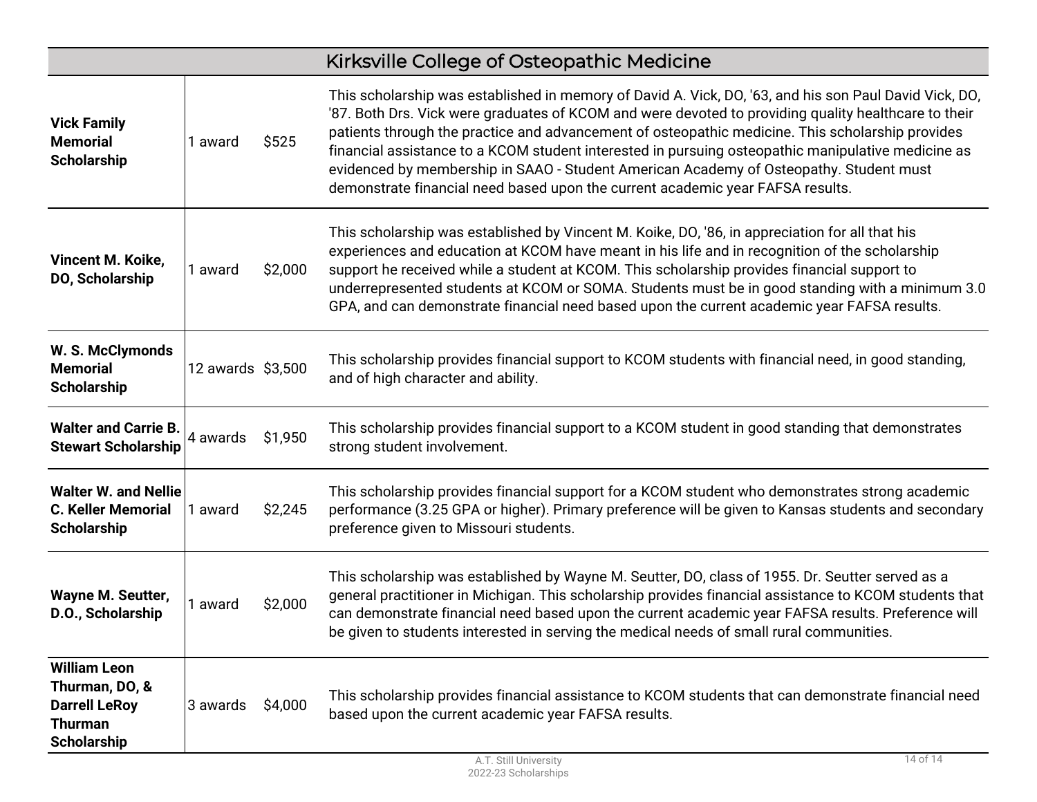| Kirksville College of Osteopathic Medicine | | | |
|---|---|---|---|
| **Vick Family Memorial Scholarship** | 1 award | $525 | This scholarship was established in memory of David A. Vick, DO, '63, and his son Paul David Vick, DO, '87. Both Drs. Vick were graduates of KCOM and were devoted to providing quality healthcare to their patients through the practice and advancement of osteopathic medicine. This scholarship provides financial assistance to a KCOM student interested in pursuing osteopathic manipulative medicine as evidenced by membership in SAAO - Student American Academy of Osteopathy. Student must demonstrate financial need based upon the current academic year FAFSA results. |
| **Vincent M. Koike, DO, Scholarship** | 1 award | $2,000 | This scholarship was established by Vincent M. Koike, DO, '86, in appreciation for all that his experiences and education at KCOM have meant in his life and in recognition of the scholarship support he received while a student at KCOM. This scholarship provides financial support to underrepresented students at KCOM or SOMA. Students must be in good standing with a minimum 3.0 GPA, and can demonstrate financial need based upon the current academic year FAFSA results. |
| **W. S. McClymonds Memorial Scholarship** | 12 awards | $3,500 | This scholarship provides financial support to KCOM students with financial need, in good standing, and of high character and ability. |
| **Walter and Carrie B. Stewart Scholarship** | 4 awards | $1,950 | This scholarship provides financial support to a KCOM student in good standing that demonstrates strong student involvement. |
| **Walter W. and Nellie C. Keller Memorial Scholarship** | 1 award | $2,245 | This scholarship provides financial support for a KCOM student who demonstrates strong academic performance (3.25 GPA or higher). Primary preference will be given to Kansas students and secondary preference given to Missouri students. |
| **Wayne M. Seutter, D.O., Scholarship** | 1 award | $2,000 | This scholarship was established by Wayne M. Seutter, DO, class of 1955. Dr. Seutter served as a general practitioner in Michigan. This scholarship provides financial assistance to KCOM students that can demonstrate financial need based upon the current academic year FAFSA results. Preference will be given to students interested in serving the medical needs of small rural communities. |
| **William Leon Thurman, DO, & Darrell LeRoy Thurman Scholarship** | 3 awards | $4,000 | This scholarship provides financial assistance to KCOM students that can demonstrate financial need based upon the current academic year FAFSA results. |